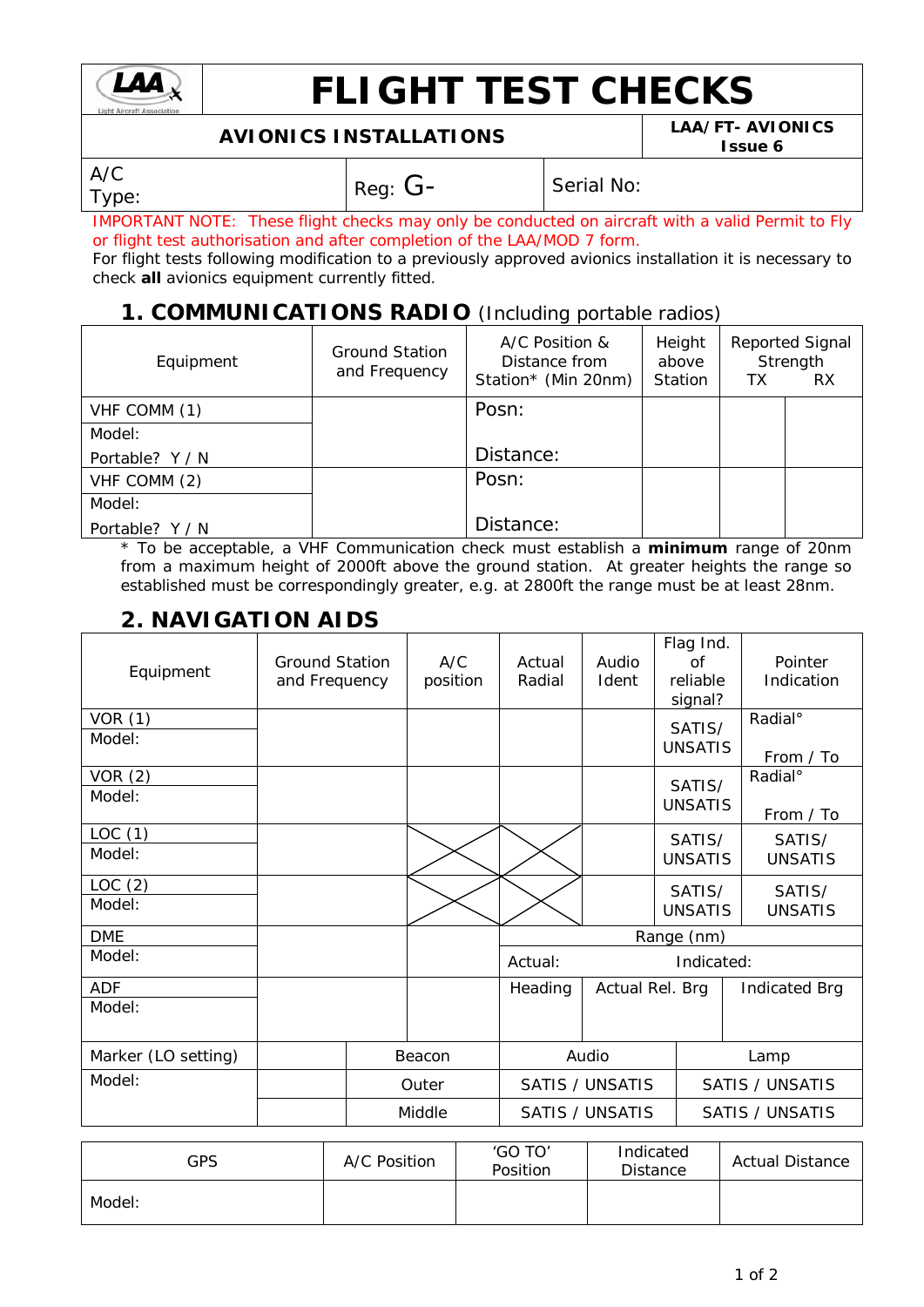# FLIGHT TEST CHECKS

| AVIONICS INSTALLATIONS | LAA/FT- AVIONICS Issue 6 |
|---|---|

| A/C Type: | Reg: G- | Serial No: |
|---|---|---|

IMPORTANT NOTE: These flight checks may only be conducted on aircraft with a valid Permit to Fly or flight test authorisation and after completion of the LAA/MOD 7 form.

For flight tests following modification to a previously approved avionics installation it is necessary to check **all** avionics equipment currently fitted.

## 1. COMMUNICATIONS RADIO (Including portable radios)

| Equipment | Ground Station and Frequency | A/C Position & Distance from Station* (Min 20nm) | Height above Station | Reported Signal Strength TX | RX |
|---|---|---|---|---|---|
| VHF COMM (1)<br>Model:<br>Portable? Y / N | | Posn:<br><br>Distance: | | | |
| VHF COMM (2)<br>Model:<br>Portable? Y / N | | Posn:<br><br>Distance: | | | |

\* To be acceptable, a VHF Communication check must establish a **minimum** range of 20nm from a maximum height of 2000ft above the ground station. At greater heights the range so established must be correspondingly greater, e.g. at 2800ft the range must be at least 28nm.

## 2. NAVIGATION AIDS

| Equipment | Ground Station and Frequency | A/C position | Actual Radial | Audio Ident | Flag Ind. of reliable signal? | Pointer Indication |
|---|---|---|---|---|---|---|
| VOR (1)<br>Model: | | | | | SATIS/ UNSATIS | Radial°<br>From / To |
| VOR (2)<br>Model: | | | | | SATIS/ UNSATIS | Radial°<br>From / To |
| LOC (1)<br>Model: | | X | X | | SATIS/ UNSATIS | SATIS/ UNSATIS |
| LOC (2)<br>Model: | | X | X | | SATIS/ UNSATIS | SATIS/ UNSATIS |
| DME<br>Model: | | | Range (nm)<br>Actual: | | Indicated: | |
| ADF<br>Model: | | | Heading | Actual Rel. Brg | | Indicated Brg |

| Marker (LO setting) | | Beacon | Audio | Lamp |
|---|---|---|---|---|
| Model: | | Outer | SATIS / UNSATIS | SATIS / UNSATIS |
| | | Middle | SATIS / UNSATIS | SATIS / UNSATIS |

| GPS | A/C Position | 'GO TO' Position | Indicated Distance | Actual Distance |
|---|---|---|---|---|
| Model: | | | | |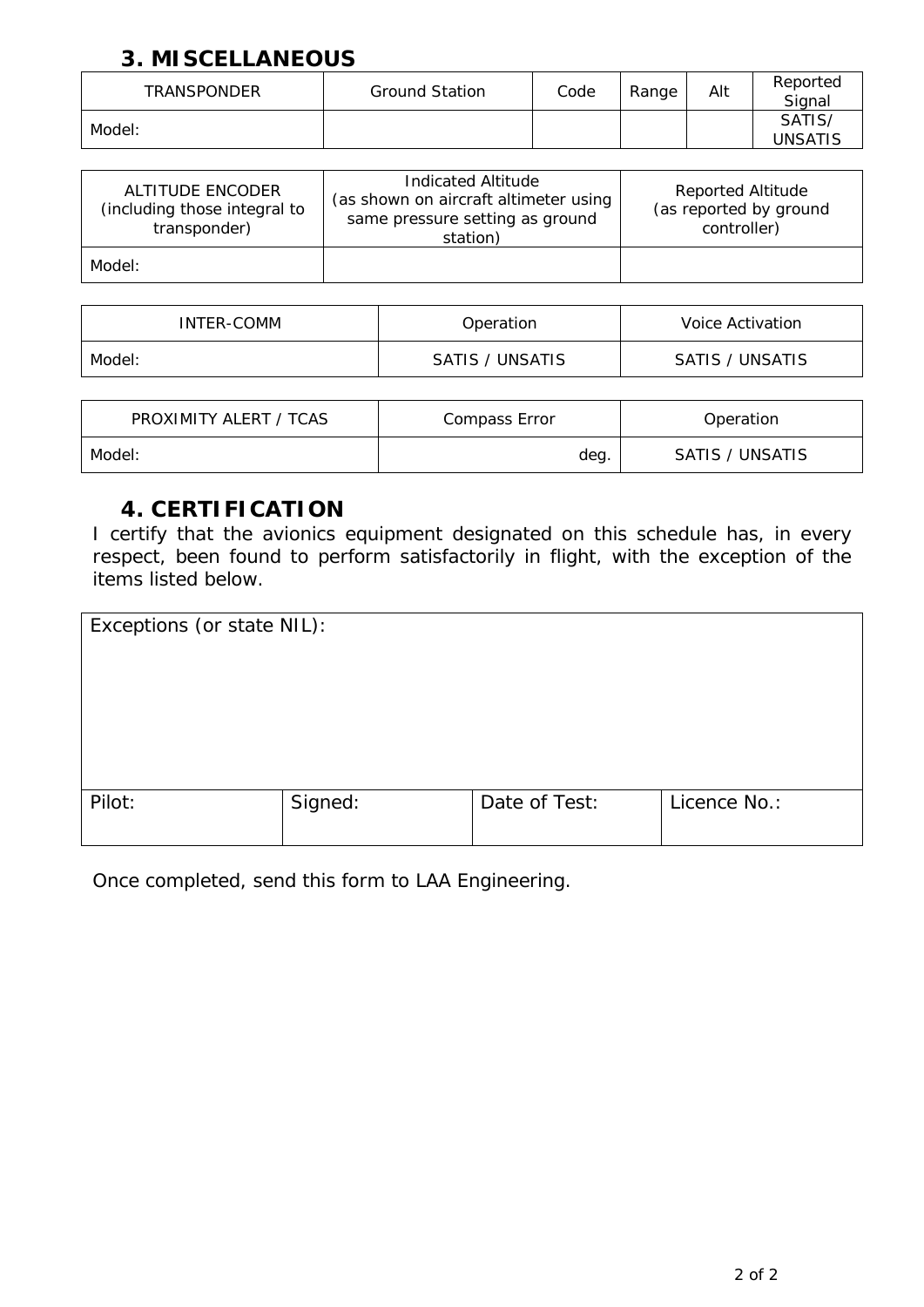## 3. MISCELLANEOUS

| TRANSPONDER | Ground Station | Code | Range | Alt | Reported Signal |
|---|---|---|---|---|---|
| Model: | | | | | SATIS/ UNSATIS |

| ALTITUDE ENCODER (including those integral to transponder) | Indicated Altitude (as shown on aircraft altimeter using same pressure setting as ground station) | Reported Altitude (as reported by ground controller) |
|---|---|---|
| Model: | | |

| INTER-COMM | Operation | Voice Activation |
|---|---|---|
| Model: | SATIS / UNSATIS | SATIS / UNSATIS |

| PROXIMITY ALERT / TCAS | Compass Error | Operation |
|---|---|---|
| Model: | deg. | SATIS / UNSATIS |

## 4. CERTIFICATION

I certify that the avionics equipment designated on this schedule has, in every respect, been found to perform satisfactorily in flight, with the exception of the items listed below.

| Exceptions (or state NIL): | | | |
|---|---|---|---|
| Pilot: | Signed: | Date of Test: | Licence No.: |

Once completed, send this form to LAA Engineering.